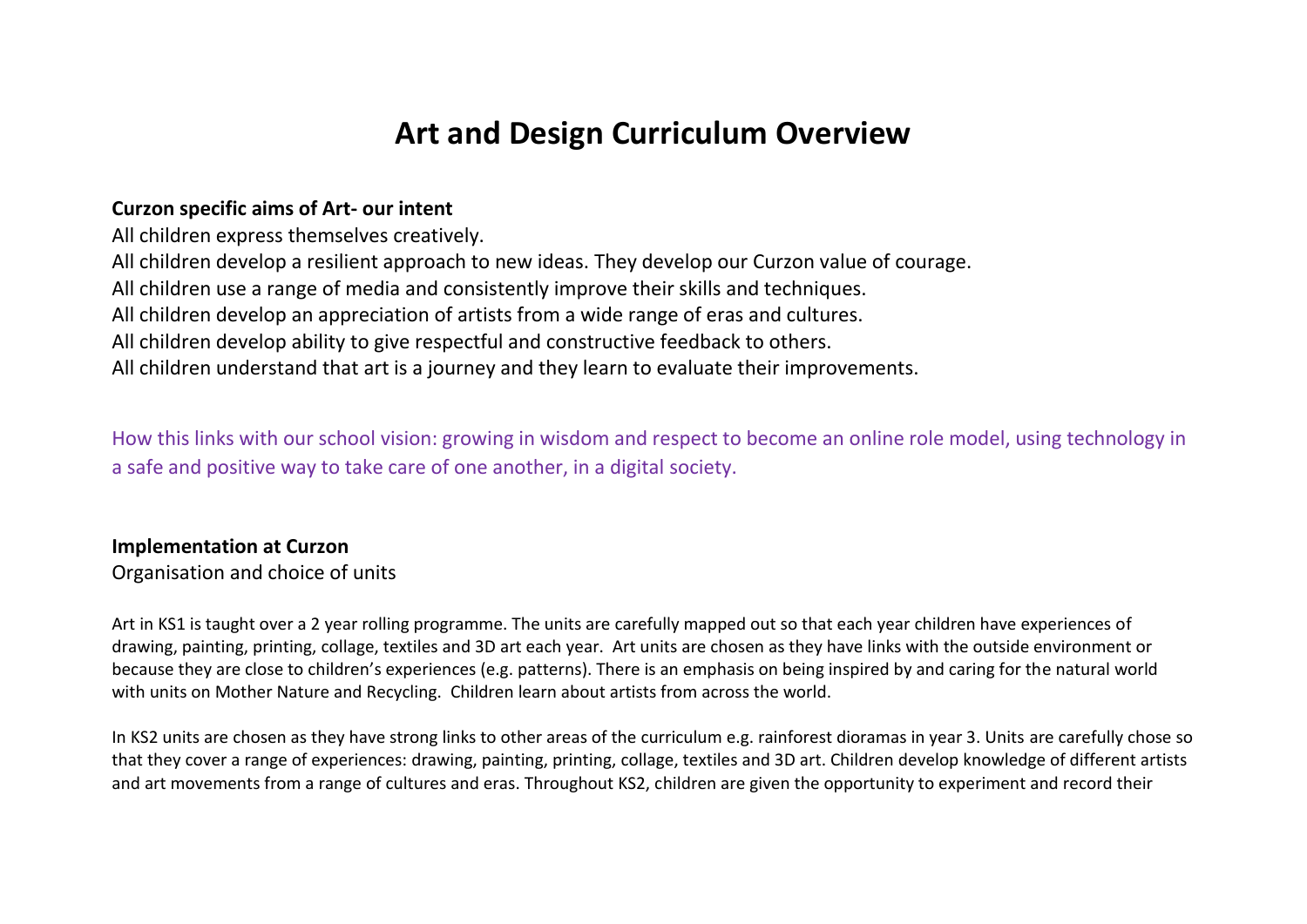# Art and Design Curriculum Overview

**Curzon specific aims of Art- our intent**

All children express themselves creatively.
All children develop a resilient approach to new ideas. They develop our Curzon value of courage.
All children use a range of media and consistently improve their skills and techniques.
All children develop an appreciation of artists from a wide range of eras and cultures.
All children develop ability to give respectful and constructive feedback to others.
All children understand that art is a journey and they learn to evaluate their improvements.

How this links with our school vision: growing in wisdom and respect to become an online role model, using technology in a safe and positive way to take care of one another, in a digital society.

**Implementation at Curzon**

Organisation and choice of units

Art in KS1 is taught over a 2 year rolling programme. The units are carefully mapped out so that each year children have experiences of drawing, painting, printing, collage, textiles and 3D art each year. Art units are chosen as they have links with the outside environment or because they are close to children's experiences (e.g. patterns). There is an emphasis on being inspired by and caring for the natural world with units on Mother Nature and Recycling. Children learn about artists from across the world.

In KS2 units are chosen as they have strong links to other areas of the curriculum e.g. rainforest dioramas in year 3. Units are carefully chose so that they cover a range of experiences: drawing, painting, printing, collage, textiles and 3D art. Children develop knowledge of different artists and art movements from a range of cultures and eras. Throughout KS2, children are given the opportunity to experiment and record their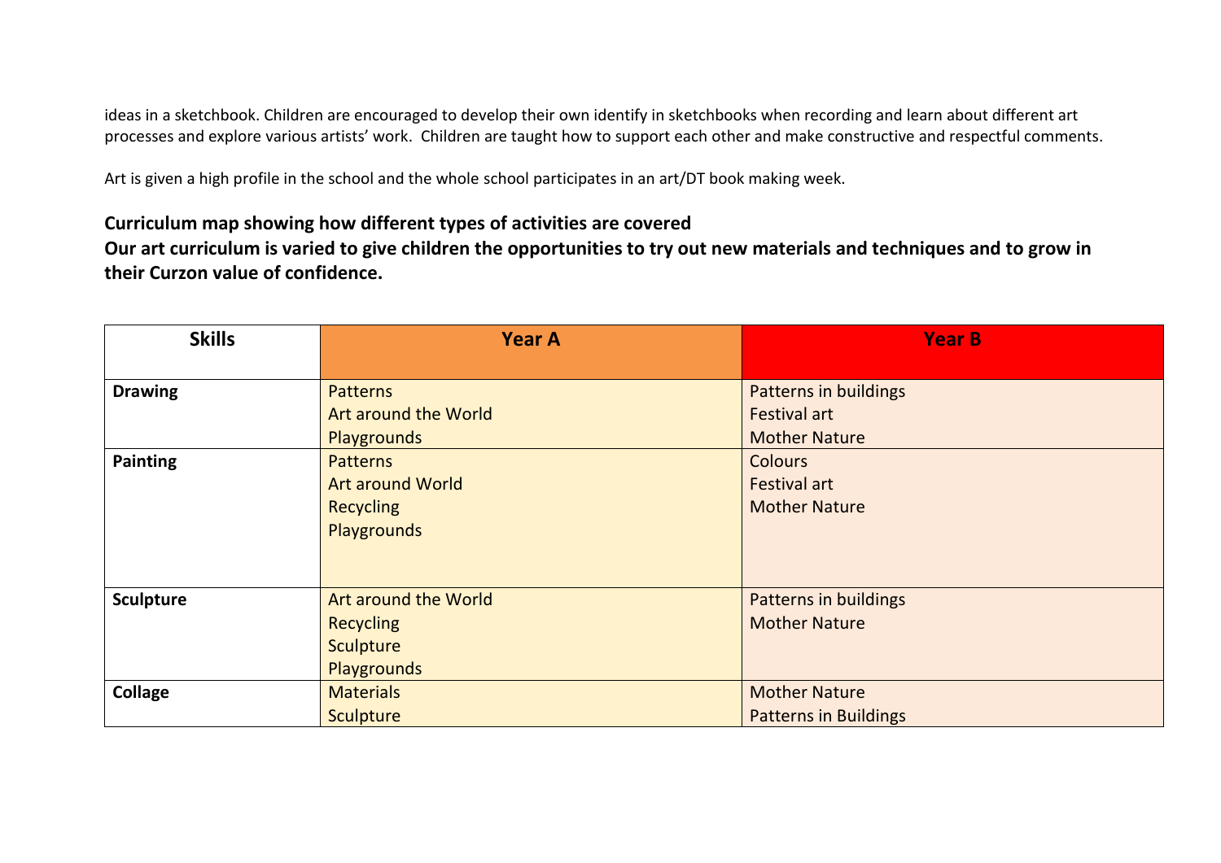ideas in a sketchbook. Children are encouraged to develop their own identify in sketchbooks when recording and learn about different art processes and explore various artists' work. Children are taught how to support each other and make constructive and respectful comments.

Art is given a high profile in the school and the whole school participates in an art/DT book making week.

**Curriculum map showing how different types of activities are covered**
**Our art curriculum is varied to give children the opportunities to try out new materials and techniques and to grow in their Curzon value of confidence.**

| Skills | Year A | Year B |
|---|---|---|
| **Drawing** | Patterns<br>Art around the World<br>Playgrounds | Patterns in buildings<br>Festival art<br>Mother Nature |
| **Painting** | Patterns<br>Art around World<br>Recycling<br>Playgrounds | Colours<br>Festival art<br>Mother Nature |
| **Sculpture** | Art around the World<br>Recycling<br>Sculpture<br>Playgrounds | Patterns in buildings<br>Mother Nature |
| **Collage** | Materials<br>Sculpture | Mother Nature<br>Patterns in Buildings |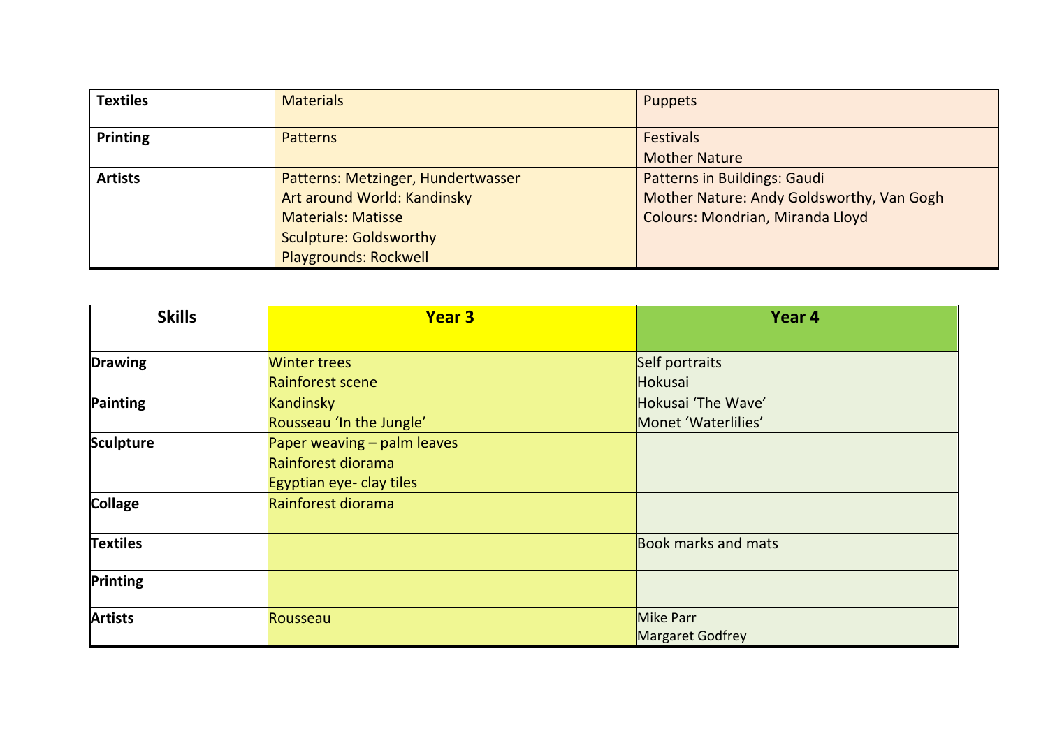| Textiles | Materials | Puppets |
|---|---|---|
| Printing | Patterns | Festivals<br>Mother Nature |
| Artists | Patterns: Metzinger, Hundertwasser<br>Art around World: Kandinsky<br>Materials: Matisse<br>Sculpture: Goldsworthy<br>Playgrounds: Rockwell | Patterns in Buildings: Gaudi<br>Mother Nature: Andy Goldsworthy, Van Gogh<br>Colours: Mondrian, Miranda Lloyd |

| Skills | Year 3 | Year 4 |
|---|---|---|
| **Drawing** | Winter trees<br>Rainforest scene | Self portraits<br>Hokusai |
| **Painting** | Kandinsky<br>Rousseau 'In the Jungle' | Hokusai 'The Wave'<br>Monet 'Waterlilies' |
| **Sculpture** | Paper weaving – palm leaves<br>Rainforest diorama<br>Egyptian eye- clay tiles | |
| **Collage** | Rainforest diorama | |
| **Textiles** | | Book marks and mats |
| **Printing** | | |
| **Artists** | Rousseau | Mike Parr<br>Margaret Godfrey |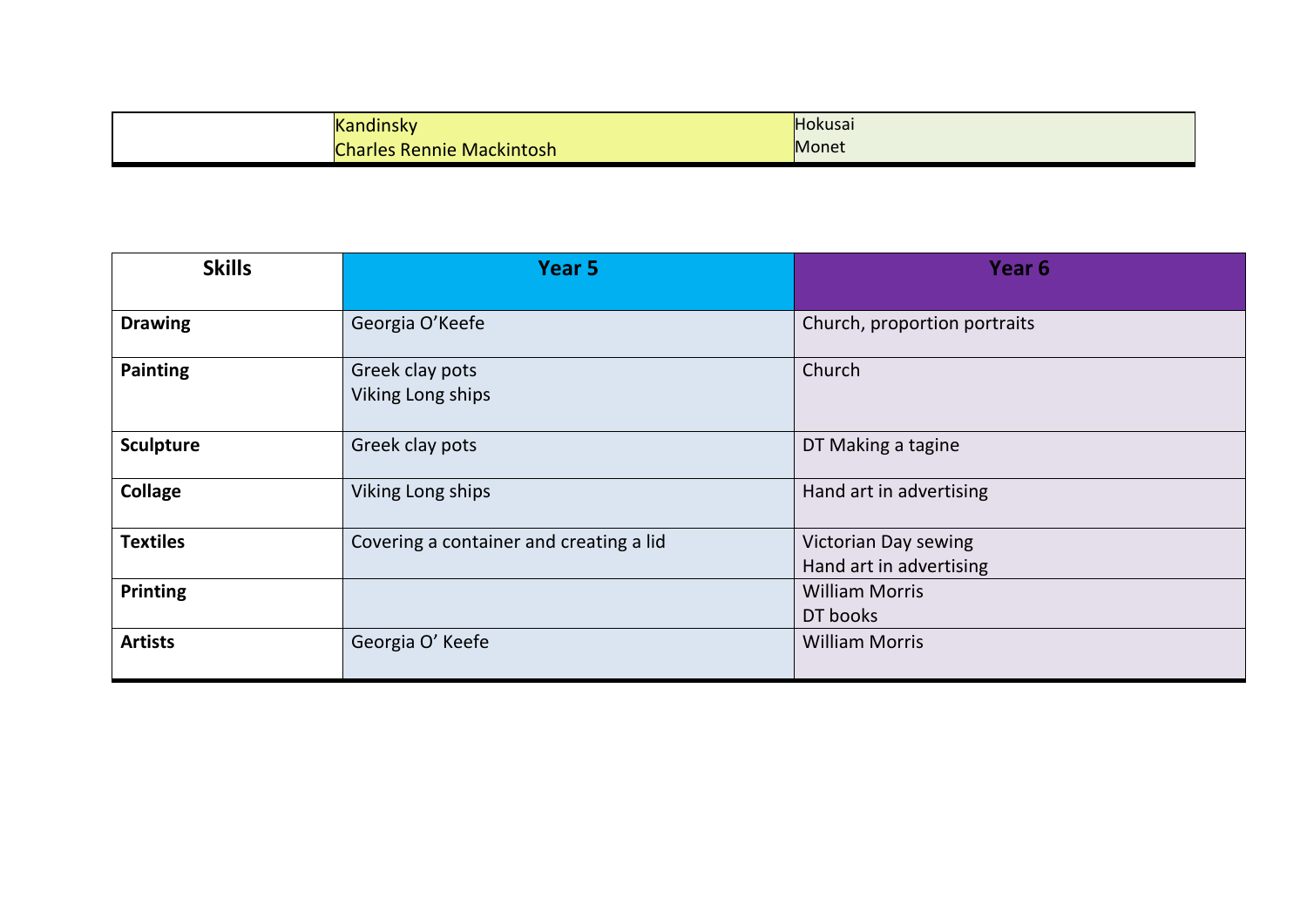| | | |
|---|---|---|
| | Kandinsky<br>Charles Rennie Mackintosh | Hokusai<br>Monet |

| Skills | Year 5 | Year 6 |
|---|---|---|
| **Drawing** | Georgia O'Keefe | Church, proportion portraits |
| **Painting** | Greek clay pots<br>Viking Long ships | Church |
| **Sculpture** | Greek clay pots | DT Making a tagine |
| **Collage** | Viking Long ships | Hand art in advertising |
| **Textiles** | Covering a container and creating a lid | Victorian Day sewing<br>Hand art in advertising |
| **Printing** | | William Morris<br>DT books |
| **Artists** | Georgia O' Keefe | William Morris |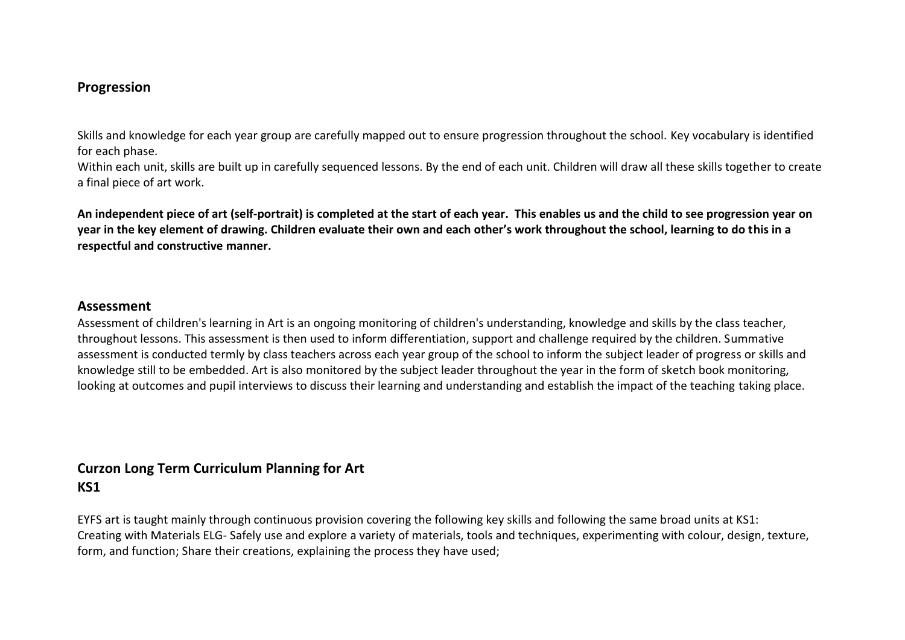## Progression

Skills and knowledge for each year group are carefully mapped out to ensure progression throughout the school. Key vocabulary is identified for each phase.

Within each unit, skills are built up in carefully sequenced lessons. By the end of each unit. Children will draw all these skills together to create a final piece of art work.

**An independent piece of art (self-portrait) is completed at the start of each year. This enables us and the child to see progression year on year in the key element of drawing. Children evaluate their own and each other's work throughout the school, learning to do this in a respectful and constructive manner.**

## Assessment

Assessment of children's learning in Art is an ongoing monitoring of children's understanding, knowledge and skills by the class teacher, throughout lessons. This assessment is then used to inform differentiation, support and challenge required by the children. Summative assessment is conducted termly by class teachers across each year group of the school to inform the subject leader of progress or skills and knowledge still to be embedded. Art is also monitored by the subject leader throughout the year in the form of sketch book monitoring, looking at outcomes and pupil interviews to discuss their learning and understanding and establish the impact of the teaching taking place.

## Curzon Long Term Curriculum Planning for Art
## KS1

EYFS art is taught mainly through continuous provision covering the following key skills and following the same broad units at KS1:
Creating with Materials ELG- Safely use and explore a variety of materials, tools and techniques, experimenting with colour, design, texture, form, and function; Share their creations, explaining the process they have used;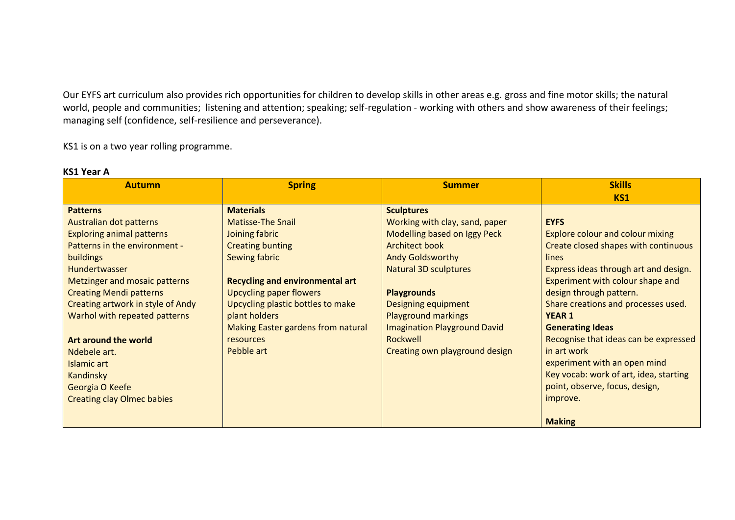Our EYFS art curriculum also provides rich opportunities for children to develop skills in other areas e.g. gross and fine motor skills; the natural world, people and communities; listening and attention; speaking; self-regulation - working with others and show awareness of their feelings; managing self (confidence, self-resilience and perseverance).

KS1 is on a two year rolling programme.

**KS1 Year A**

| Autumn | Spring | Summer | Skills KS1 |
|---|---|---|---|
| **Patterns**<br>Australian dot patterns<br>Exploring animal patterns<br>Patterns in the environment - buildings<br>Hundertwasser<br>Metzinger and mosaic patterns<br>Creating Mendi patterns<br>Creating artwork in style of Andy Warhol with repeated patterns<br><br>**Art around the world**<br>Ndebele art.<br>Islamic art<br>Kandinsky<br>Georgia O Keefe<br>Creating clay Olmec babies | **Materials**<br>Matisse-The Snail<br>Joining fabric<br>Creating bunting<br>Sewing fabric<br><br>**Recycling and environmental art**<br>Upcycling paper flowers<br>Upcycling plastic bottles to make plant holders<br>Making Easter gardens from natural resources<br>Pebble art | **Sculptures**<br>Working with clay, sand, paper<br>Modelling based on Iggy Peck Architect book<br>Andy Goldsworthy<br>Natural 3D sculptures<br><br>**Playgrounds**<br>Designing equipment<br>Playground markings<br>Imagination Playground David Rockwell<br>Creating own playground design | **EYFS**<br>Explore colour and colour mixing<br>Create closed shapes with continuous lines<br>Express ideas through art and design.<br>Experiment with colour shape and design through pattern.<br>Share creations and processes used.<br>**YEAR 1**<br>**Generating Ideas**<br>Recognise that ideas can be expressed in art work<br>experiment with an open mind<br>Key vocab: work of art, idea, starting point, observe, focus, design, improve.<br><br>**Making** |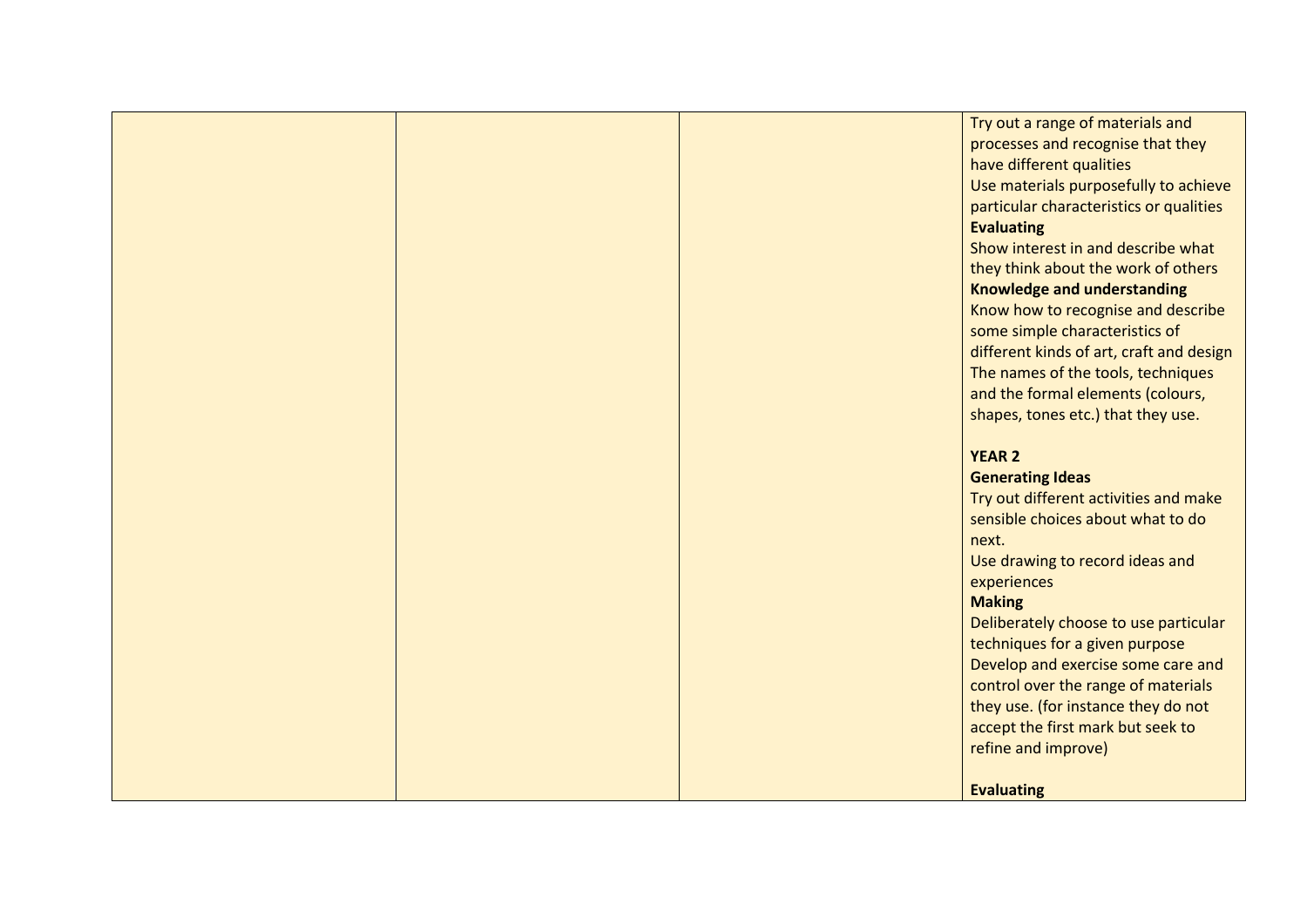| | | | |
|---|---|---|---|
| | | | Try out a range of materials and processes and recognise that they have different qualities<br>Use materials purposefully to achieve particular characteristics or qualities<br>**Evaluating**<br>Show interest in and describe what they think about the work of others<br>**Knowledge and understanding**<br>Know how to recognise and describe some simple characteristics of different kinds of art, craft and design<br>The names of the tools, techniques and the formal elements (colours, shapes, tones etc.) that they use.<br><br>**YEAR 2**<br>**Generating Ideas**<br>Try out different activities and make sensible choices about what to do next.<br>Use drawing to record ideas and experiences<br>**Making**<br>Deliberately choose to use particular techniques for a given purpose<br>Develop and exercise some care and control over the range of materials they use. (for instance they do not accept the first mark but seek to refine and improve)<br><br>**Evaluating** |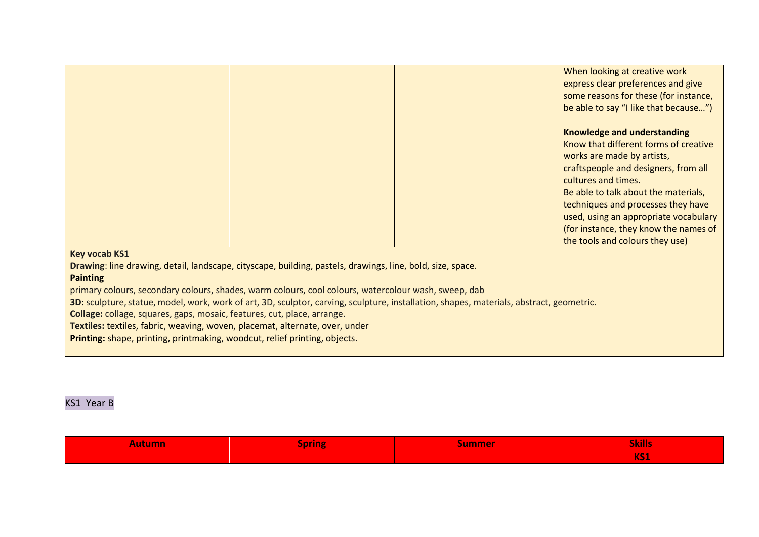|  |  |  | When looking at creative work express clear preferences and give some reasons for these (for instance, be able to say "I like that because…")<br><br>**Knowledge and understanding**<br>Know that different forms of creative works are made by artists, craftspeople and designers, from all cultures and times.<br>Be able to talk about the materials, techniques and processes they have used, using an appropriate vocabulary (for instance, they know the names of the tools and colours they use) |
|---|---|---|---|

**Key vocab KS1**

**Drawing**: line drawing, detail, landscape, cityscape, building, pastels, drawings, line, bold, size, space.

**Painting**

primary colours, secondary colours, shades, warm colours, cool colours, watercolour wash, sweep, dab

**3D**: sculpture, statue, model, work, work of art, 3D, sculptor, carving, sculpture, installation, shapes, materials, abstract, geometric.

**Collage:** collage, squares, gaps, mosaic, features, cut, place, arrange.

**Textiles:** textiles, fabric, weaving, woven, placemat, alternate, over, under

**Printing:** shape, printing, printmaking, woodcut, relief printing, objects.

KS1 Year B

| Autumn | Spring | Summer | Skills KS1 |
|---|---|---|---|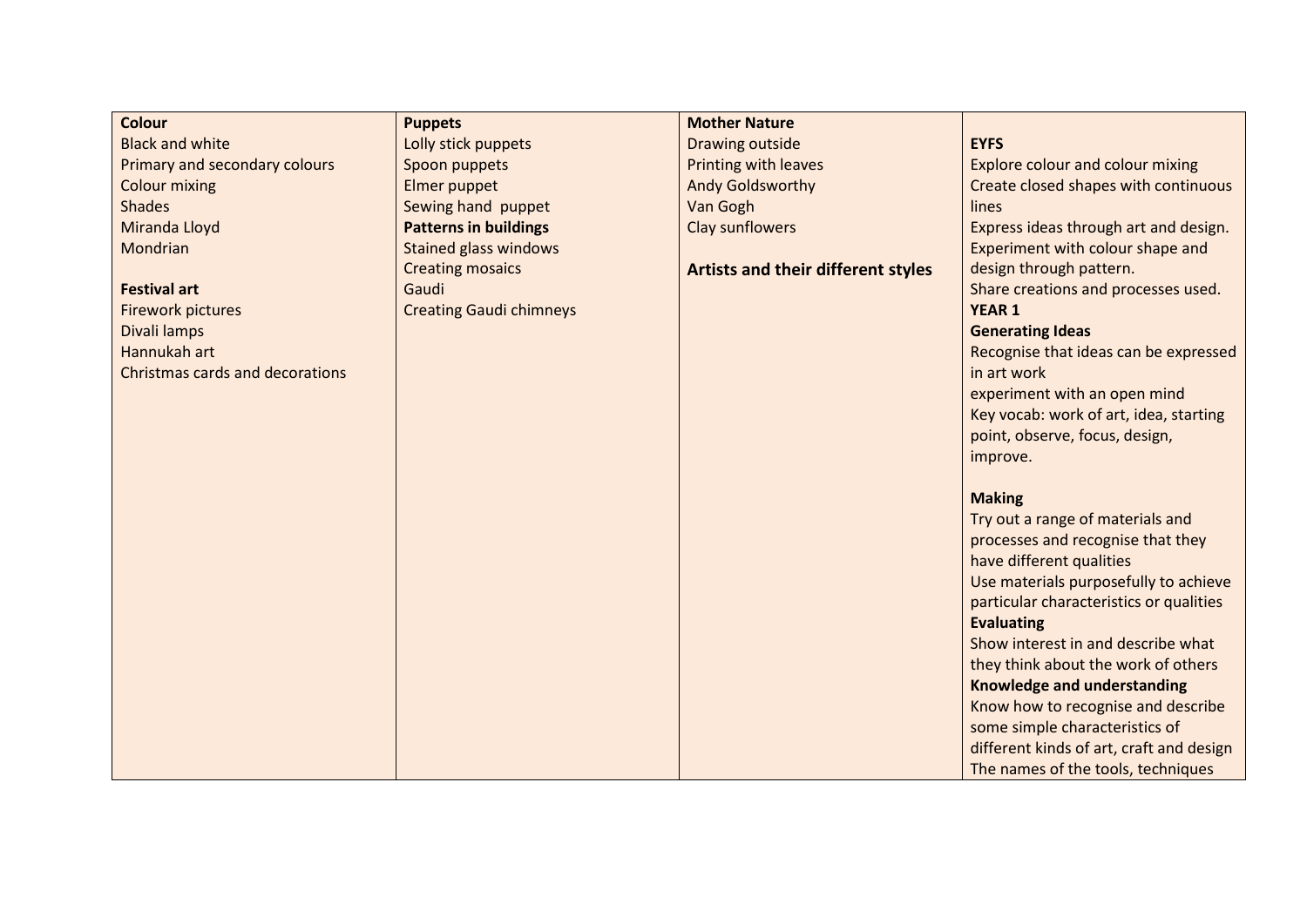| **Colour**<br>Black and white<br>Primary and secondary colours<br>Colour mixing<br>Shades<br>Miranda Lloyd<br>Mondrian<br><br>**Festival art**<br>Firework pictures<br>Divali lamps<br>Hannukah art<br>Christmas cards and decorations | **Puppets**<br>Lolly stick puppets<br>Spoon puppets<br>Elmer puppet<br>Sewing hand puppet<br>**Patterns in buildings**<br>Stained glass windows<br>Creating mosaics<br>Gaudi<br>Creating Gaudi chimneys | **Mother Nature**<br>Drawing outside<br>Printing with leaves<br>Andy Goldsworthy<br>Van Gogh<br>Clay sunflowers<br><br>**Artists and their different styles** | <br>**EYFS**<br>Explore colour and colour mixing<br>Create closed shapes with continuous lines<br>Express ideas through art and design.<br>Experiment with colour shape and design through pattern.<br>Share creations and processes used.<br>**YEAR 1**<br>**Generating Ideas**<br>Recognise that ideas can be expressed in art work<br>experiment with an open mind<br>Key vocab: work of art, idea, starting point, observe, focus, design, improve.<br><br>**Making**<br>Try out a range of materials and processes and recognise that they have different qualities<br>Use materials purposefully to achieve particular characteristics or qualities<br>**Evaluating**<br>Show interest in and describe what they think about the work of others<br>**Knowledge and understanding**<br>Know how to recognise and describe some simple characteristics of different kinds of art, craft and design<br>The names of the tools, techniques |
|---|---|---|---|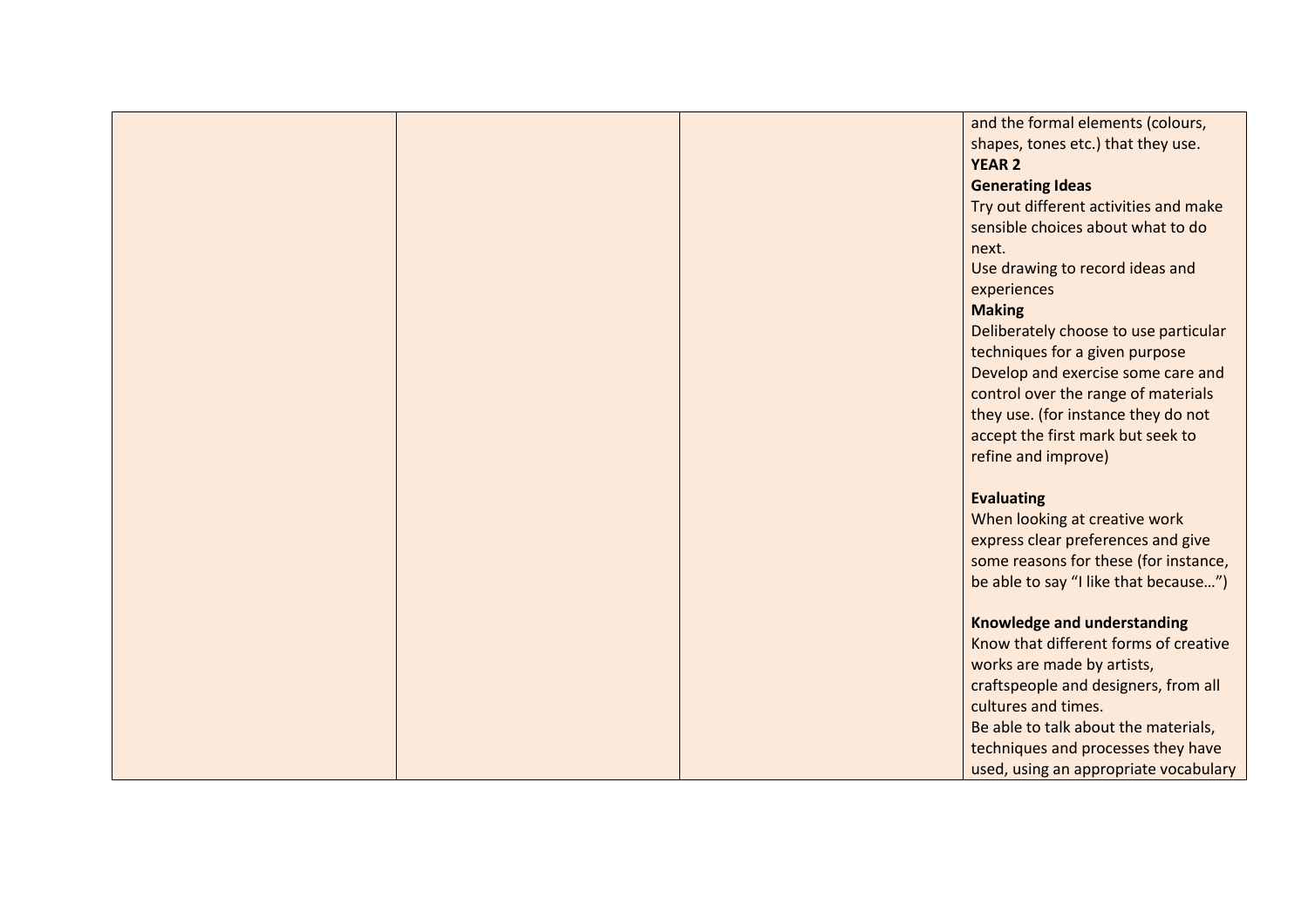| | | | |
|---|---|---|---|
| | | | and the formal elements (colours, shapes, tones etc.) that they use.<br>**YEAR 2**<br>**Generating Ideas**<br>Try out different activities and make sensible choices about what to do next.<br>Use drawing to record ideas and experiences<br>**Making**<br>Deliberately choose to use particular techniques for a given purpose<br>Develop and exercise some care and control over the range of materials they use. (for instance they do not accept the first mark but seek to refine and improve)<br><br>**Evaluating**<br>When looking at creative work express clear preferences and give some reasons for these (for instance, be able to say "I like that because…")<br><br>**Knowledge and understanding**<br>Know that different forms of creative works are made by artists, craftspeople and designers, from all cultures and times.<br>Be able to talk about the materials, techniques and processes they have used, using an appropriate vocabulary |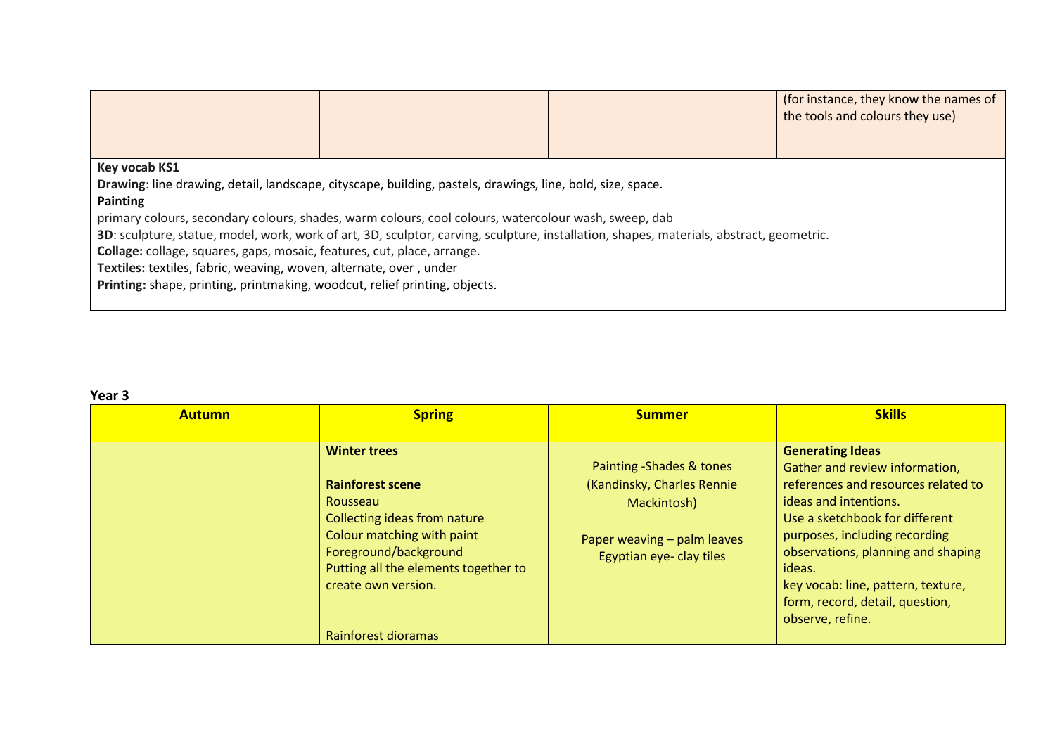| | | | |
|---|---|---|---|
| | | | (for instance, they know the names of the tools and colours they use) |

**Key vocab KS1**

**Drawing**: line drawing, detail, landscape, cityscape, building, pastels, drawings, line, bold, size, space.

**Painting**

primary colours, secondary colours, shades, warm colours, cool colours, watercolour wash, sweep, dab

**3D**: sculpture, statue, model, work, work of art, 3D, sculptor, carving, sculpture, installation, shapes, materials, abstract, geometric.

**Collage:** collage, squares, gaps, mosaic, features, cut, place, arrange.

**Textiles:** textiles, fabric, weaving, woven, alternate, over , under

**Printing:** shape, printing, printmaking, woodcut, relief printing, objects.

**Year 3**

| Autumn | Spring | Summer | Skills |
|---|---|---|---|
| | **Winter trees**<br><br>**Rainforest scene**<br>Rousseau<br>Collecting ideas from nature<br>Colour matching with paint<br>Foreground/background<br>Putting all the elements together to create own version.<br><br>Rainforest dioramas | Painting -Shades & tones (Kandinsky, Charles Rennie Mackintosh)<br><br>Paper weaving – palm leaves<br>Egyptian eye- clay tiles | **Generating Ideas**<br>Gather and review information, references and resources related to ideas and intentions.<br>Use a sketchbook for different purposes, including recording observations, planning and shaping ideas.<br>key vocab: line, pattern, texture, form, record, detail, question, observe, refine. |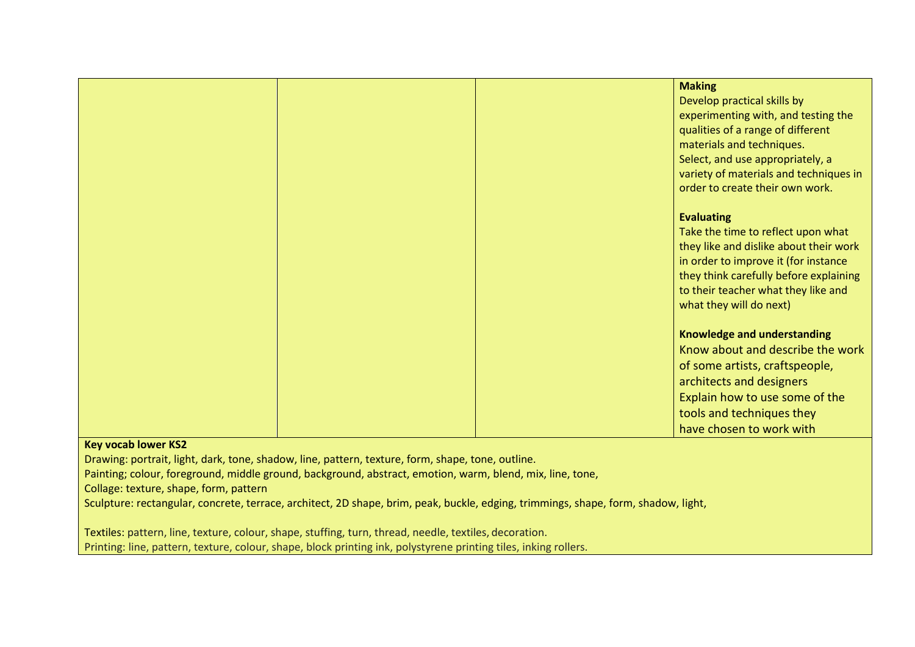| | | | |
|---|---|---|---|
| | | | **Making**<br>Develop practical skills by experimenting with, and testing the qualities of a range of different materials and techniques.<br>Select, and use appropriately, a variety of materials and techniques in order to create their own work.<br><br>**Evaluating**<br>Take the time to reflect upon what they like and dislike about their work in order to improve it (for instance they think carefully before explaining to their teacher what they like and what they will do next)<br><br>**Knowledge and understanding**<br>Know about and describe the work of some artists, craftspeople, architects and designers<br>Explain how to use some of the tools and techniques they have chosen to work with |

**Key vocab lower KS2**

Drawing: portrait, light, dark, tone, shadow, line, pattern, texture, form, shape, tone, outline.

Painting; colour, foreground, middle ground, background, abstract, emotion, warm, blend, mix, line, tone,

Collage: texture, shape, form, pattern

Sculpture: rectangular, concrete, terrace, architect, 2D shape, brim, peak, buckle, edging, trimmings, shape, form, shadow, light,

Textiles: pattern, line, texture, colour, shape, stuffing, turn, thread, needle, textiles, decoration.

Printing: line, pattern, texture, colour, shape, block printing ink, polystyrene printing tiles, inking rollers.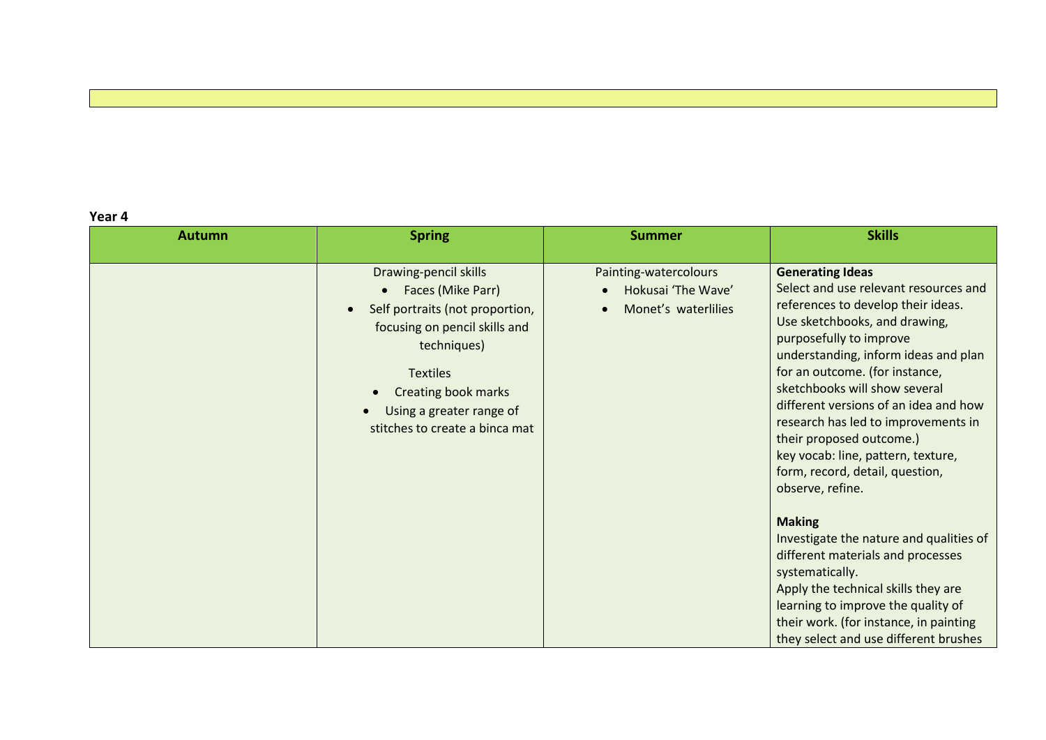**Year 4**

| Autumn | Spring | Summer | Skills |
|---|---|---|---|
| | Drawing-pencil skills<br>• Faces (Mike Parr)<br>• Self portraits (not proportion, focusing on pencil skills and techniques)<br><br>Textiles<br>• Creating book marks<br>• Using a greater range of stitches to create a binca mat | Painting-watercolours<br>• Hokusai 'The Wave'<br>• Monet's waterlilies | **Generating Ideas**<br>Select and use relevant resources and references to develop their ideas.<br>Use sketchbooks, and drawing, purposefully to improve understanding, inform ideas and plan for an outcome. (for instance, sketchbooks will show several different versions of an idea and how research has led to improvements in their proposed outcome.)<br>key vocab: line, pattern, texture, form, record, detail, question, observe, refine.<br><br>**Making**<br>Investigate the nature and qualities of different materials and processes systematically.<br>Apply the technical skills they are learning to improve the quality of their work. (for instance, in painting they select and use different brushes |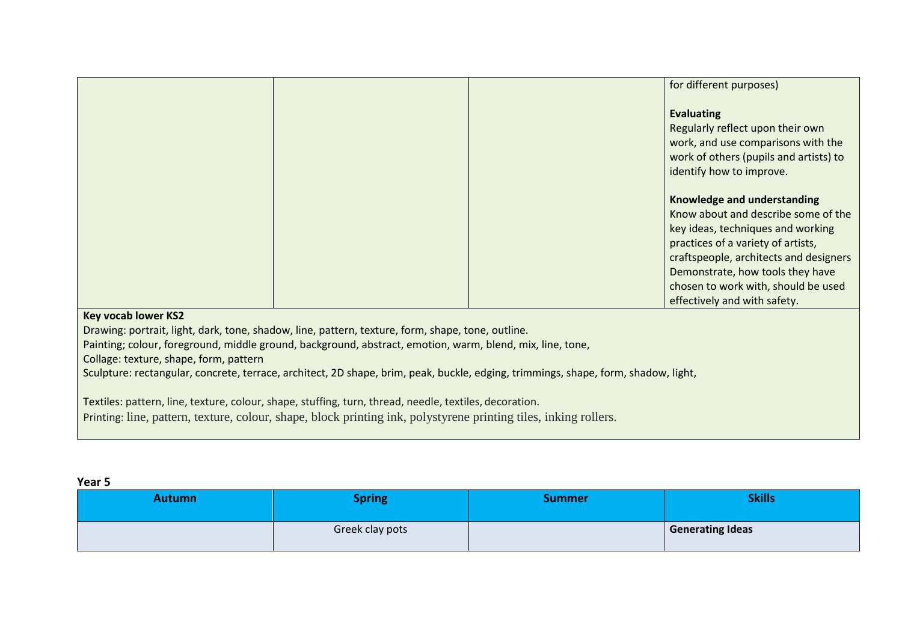| | | | for different purposes)<br><br>**Evaluating**<br>Regularly reflect upon their own work, and use comparisons with the work of others (pupils and artists) to identify how to improve.<br><br>**Knowledge and understanding**<br>Know about and describe some of the key ideas, techniques and working practices of a variety of artists, craftspeople, architects and designers Demonstrate, how tools they have chosen to work with, should be used effectively and with safety. |
|---|---|---|---|

**Key vocab lower KS2**

Drawing: portrait, light, dark, tone, shadow, line, pattern, texture, form, shape, tone, outline.

Painting; colour, foreground, middle ground, background, abstract, emotion, warm, blend, mix, line, tone,

Collage: texture, shape, form, pattern

Sculpture: rectangular, concrete, terrace, architect, 2D shape, brim, peak, buckle, edging, trimmings, shape, form, shadow, light,

Textiles: pattern, line, texture, colour, shape, stuffing, turn, thread, needle, textiles, decoration.

Printing: line, pattern, texture, colour, shape, block printing ink, polystyrene printing tiles, inking rollers.

**Year 5**

| Autumn | Spring | Summer | Skills |
|---|---|---|---|
| | Greek clay pots | | **Generating Ideas** |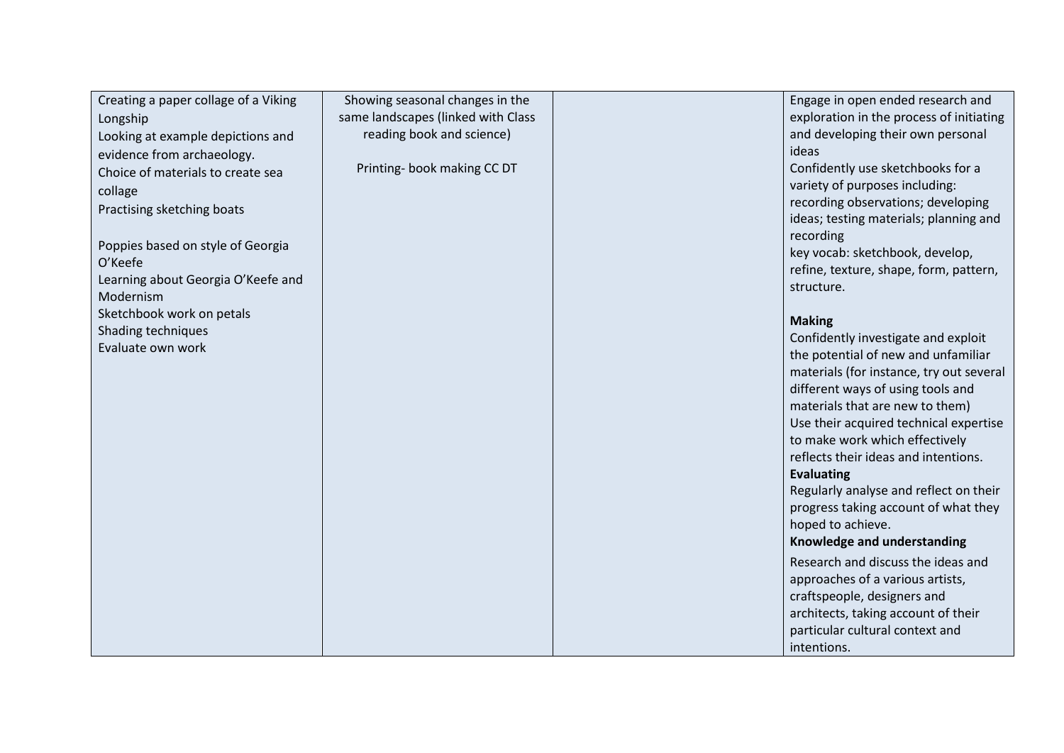| | | | |
|---|---|---|---|
| Creating a paper collage of a Viking Longship<br>Looking at example depictions and evidence from archaeology.<br>Choice of materials to create sea collage<br>Practising sketching boats<br><br>Poppies based on style of Georgia O'Keefe<br>Learning about Georgia O'Keefe and Modernism<br>Sketchbook work on petals<br>Shading techniques<br>Evaluate own work | Showing seasonal changes in the same landscapes (linked with Class reading book and science)<br><br>Printing- book making CC DT | | Engage in open ended research and exploration in the process of initiating and developing their own personal ideas<br>Confidently use sketchbooks for a variety of purposes including: recording observations; developing ideas; testing materials; planning and recording<br>key vocab: sketchbook, develop, refine, texture, shape, form, pattern, structure.<br><br>**Making**<br>Confidently investigate and exploit the potential of new and unfamiliar materials (for instance, try out several different ways of using tools and materials that are new to them)<br>Use their acquired technical expertise to make work which effectively reflects their ideas and intentions.<br>**Evaluating**<br>Regularly analyse and reflect on their progress taking account of what they hoped to achieve.<br>**Knowledge and understanding**<br>Research and discuss the ideas and approaches of a various artists, craftspeople, designers and architects, taking account of their particular cultural context and intentions. |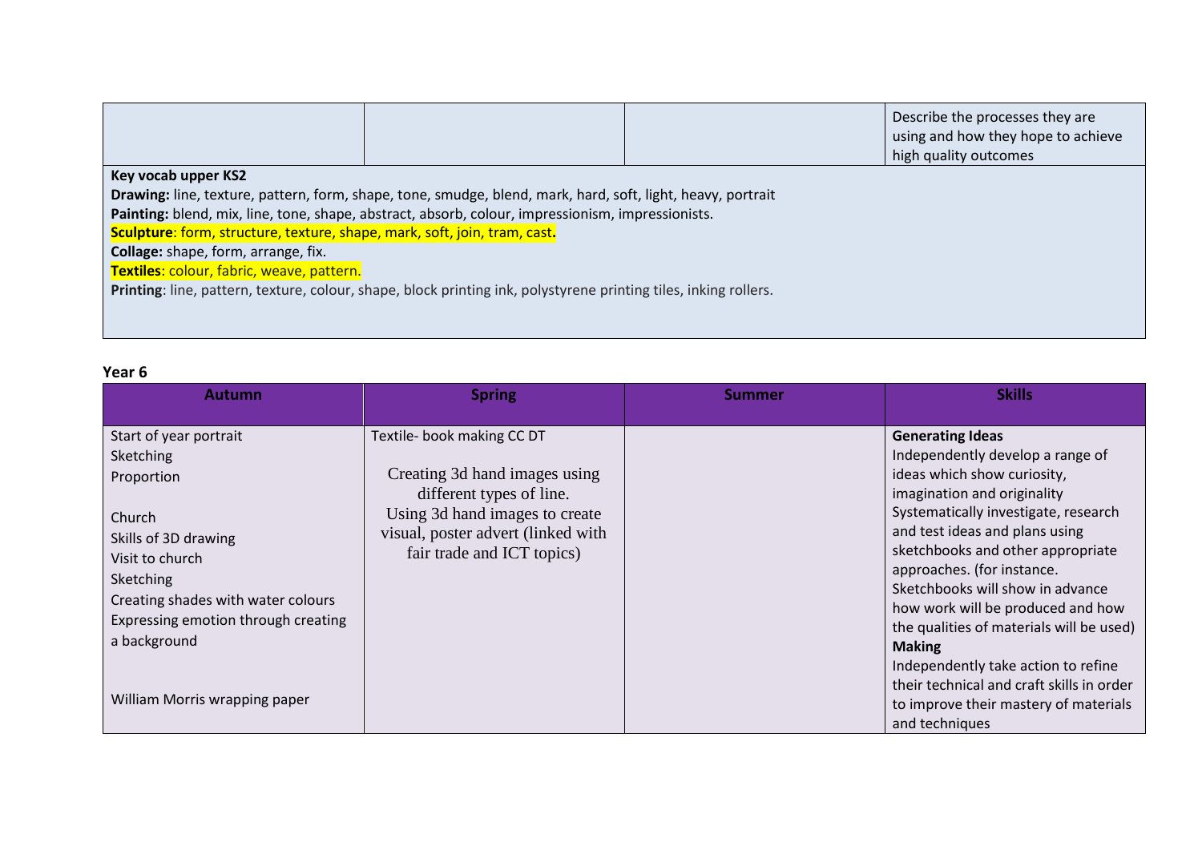| | | | |
|---|---|---|---|
| | | | Describe the processes they are using and how they hope to achieve high quality outcomes |

**Key vocab upper KS2**

**Drawing:** line, texture, pattern, form, shape, tone, smudge, blend, mark, hard, soft, light, heavy, portrait

**Painting:** blend, mix, line, tone, shape, abstract, absorb, colour, impressionism, impressionists.

**Sculpture**: form, structure, texture, shape, mark, soft, join, tram, cast.

**Collage:** shape, form, arrange, fix.

**Textiles**: colour, fabric, weave, pattern.

**Printing**: line, pattern, texture, colour, shape, block printing ink, polystyrene printing tiles, inking rollers.

**Year 6**

| Autumn | Spring | Summer | Skills |
|---|---|---|---|
| Start of year portrait<br>Sketching<br>Proportion<br><br>Church<br>Skills of 3D drawing<br>Visit to church<br>Sketching<br>Creating shades with water colours<br>Expressing emotion through creating a background<br><br>William Morris wrapping paper | Textile- book making CC DT<br><br>Creating 3d hand images using different types of line.<br>Using 3d hand images to create visual, poster advert (linked with fair trade and ICT topics) | | **Generating Ideas**<br>Independently develop a range of ideas which show curiosity, imagination and originality<br>Systematically investigate, research and test ideas and plans using sketchbooks and other appropriate approaches. (for instance. Sketchbooks will show in advance how work will be produced and how the qualities of materials will be used)<br>**Making**<br>Independently take action to refine their technical and craft skills in order to improve their mastery of materials and techniques |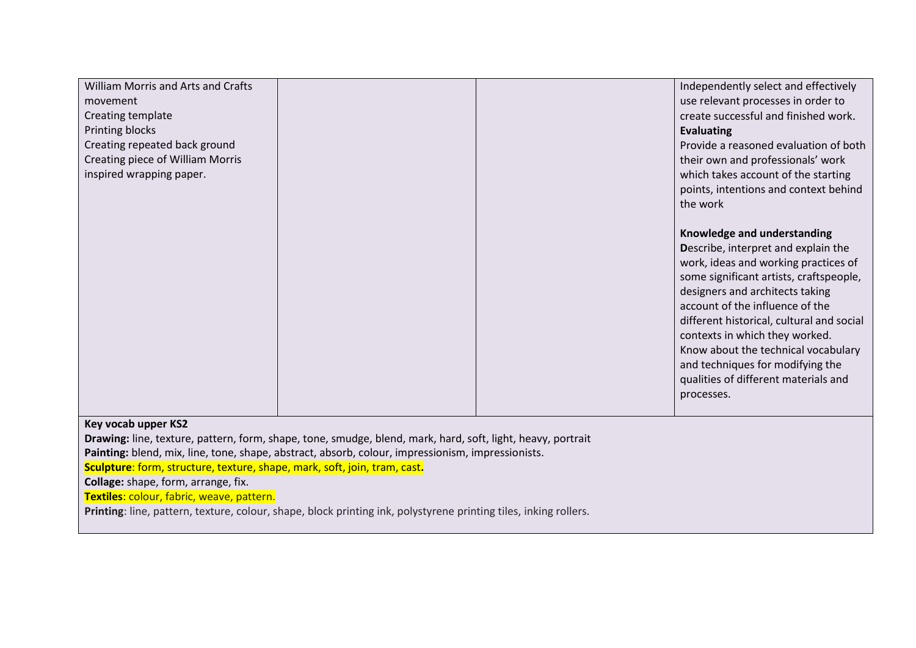| | | | |
|---|---|---|---|
| William Morris and Arts and Crafts movement<br>Creating template<br>Printing blocks<br>Creating repeated back ground<br>Creating piece of William Morris inspired wrapping paper. | | | Independently select and effectively use relevant processes in order to create successful and finished work.<br>**Evaluating**<br>Provide a reasoned evaluation of both their own and professionals' work which takes account of the starting points, intentions and context behind the work<br><br>**Knowledge and understanding**<br>**D**escribe, interpret and explain the work, ideas and working practices of some significant artists, craftspeople, designers and architects taking account of the influence of the different historical, cultural and social contexts in which they worked.<br>Know about the technical vocabulary and techniques for modifying the qualities of different materials and processes. |

**Key vocab upper KS2**

**Drawing:** line, texture, pattern, form, shape, tone, smudge, blend, mark, hard, soft, light, heavy, portrait

**Painting:** blend, mix, line, tone, shape, abstract, absorb, colour, impressionism, impressionists.

**Sculpture**: form, structure, texture, shape, mark, soft, join, tram, cast**.**

**Collage:** shape, form, arrange, fix.

**Textiles**: colour, fabric, weave, pattern.

**Printing**: line, pattern, texture, colour, shape, block printing ink, polystyrene printing tiles, inking rollers.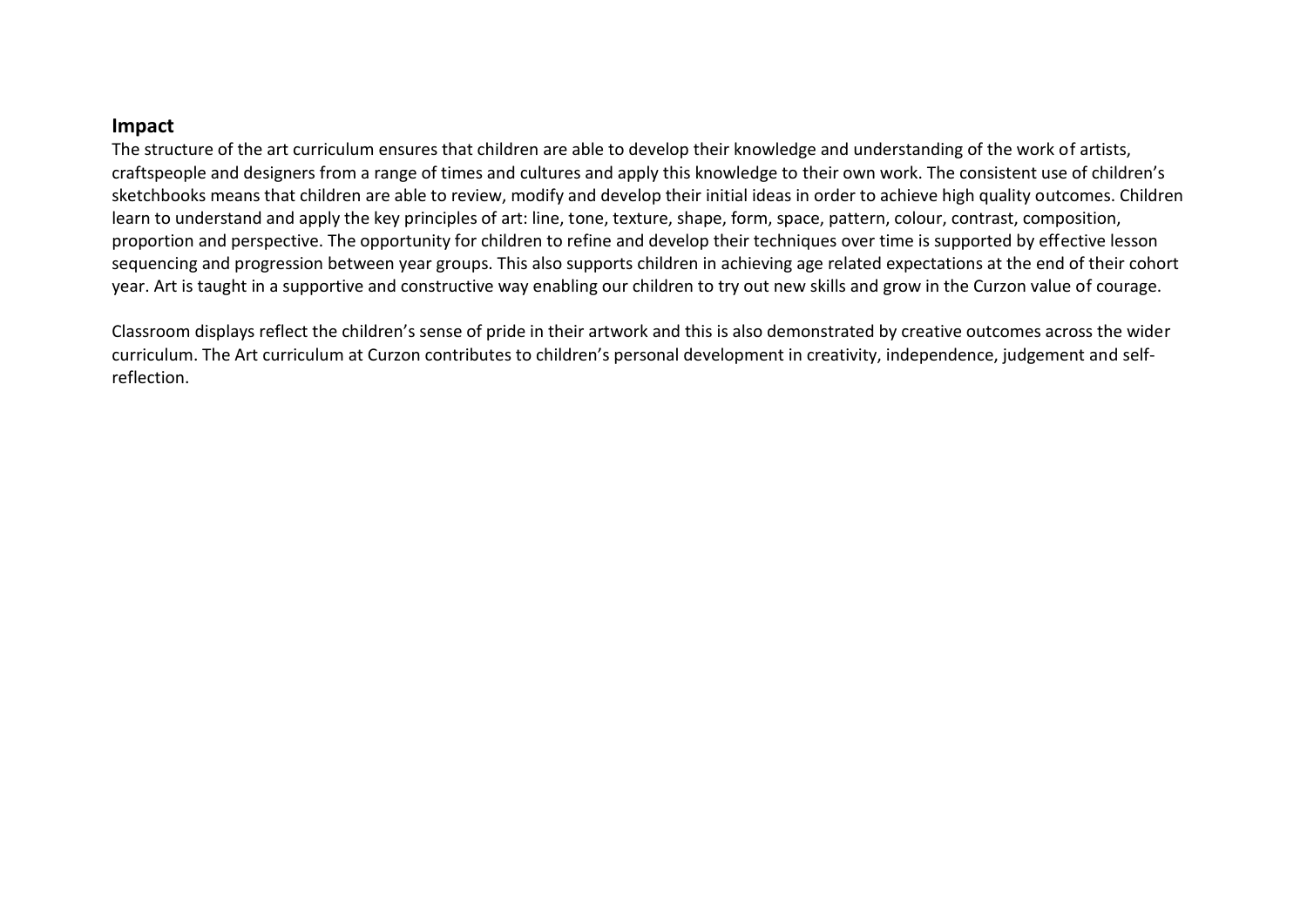## Impact

The structure of the art curriculum ensures that children are able to develop their knowledge and understanding of the work of artists, craftspeople and designers from a range of times and cultures and apply this knowledge to their own work. The consistent use of children's sketchbooks means that children are able to review, modify and develop their initial ideas in order to achieve high quality outcomes. Children learn to understand and apply the key principles of art: line, tone, texture, shape, form, space, pattern, colour, contrast, composition, proportion and perspective. The opportunity for children to refine and develop their techniques over time is supported by effective lesson sequencing and progression between year groups. This also supports children in achieving age related expectations at the end of their cohort year. Art is taught in a supportive and constructive way enabling our children to try out new skills and grow in the Curzon value of courage.

Classroom displays reflect the children's sense of pride in their artwork and this is also demonstrated by creative outcomes across the wider curriculum. The Art curriculum at Curzon contributes to children's personal development in creativity, independence, judgement and self-reflection.